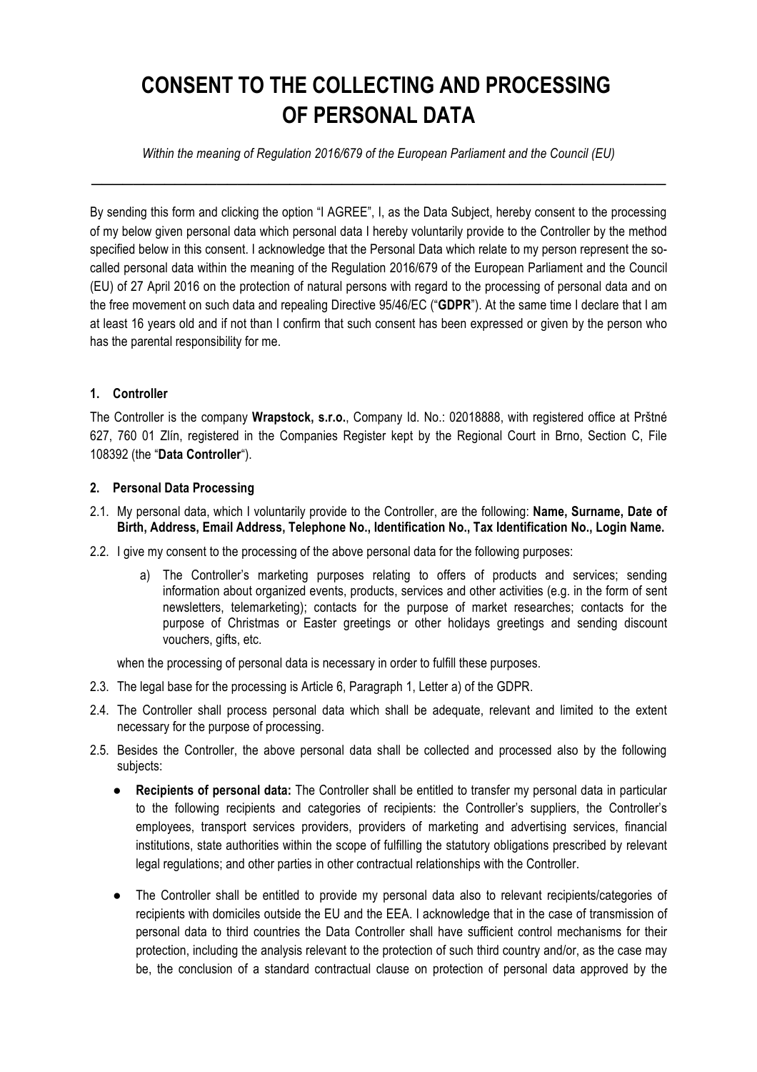# CONSENT TO THE COLLECTING AND PROCESSING OF PERSONAL DATA

*Within the meaning of Regulation 2016/679 of the European Parliament and the Council (EU)*

---

By sending this form and clicking the option "I AGREE", I, as the Data Subject, hereby consent to the processing of my below given personal data which personal data I hereby voluntarily provide to the Controller by the method specified below in this consent. I acknowledge that the Personal Data which relate to my person represent the so-called personal data within the meaning of the Regulation 2016/679 of the European Parliament and the Council (EU) of 27 April 2016 on the protection of natural persons with regard to the processing of personal data and on the free movement on such data and repealing Directive 95/46/EC ("**GDPR**"). At the same time I declare that I am at least 16 years old and if not than I confirm that such consent has been expressed or given by the person who has the parental responsibility for me.

## 1. Controller

The Controller is the company **Wrapstock, s.r.o.**, Company Id. No.: 02018888, with registered office at Prštné 627, 760 01 Zlín, registered in the Companies Register kept by the Regional Court in Brno, Section C, File 108392 (the "**Data Controller**").

## 2. Personal Data Processing

2.1. My personal data, which I voluntarily provide to the Controller, are the following: **Name, Surname, Date of Birth, Address, Email Address, Telephone No., Identification No., Tax Identification No., Login Name.**

2.2. I give my consent to the processing of the above personal data for the following purposes:

a) The Controller's marketing purposes relating to offers of products and services; sending information about organized events, products, services and other activities (e.g. in the form of sent newsletters, telemarketing); contacts for the purpose of market researches; contacts for the purpose of Christmas or Easter greetings or other holidays greetings and sending discount vouchers, gifts, etc.

when the processing of personal data is necessary in order to fulfill these purposes.

2.3. The legal base for the processing is Article 6, Paragraph 1, Letter a) of the GDPR.

2.4. The Controller shall process personal data which shall be adequate, relevant and limited to the extent necessary for the purpose of processing.

2.5. Besides the Controller, the above personal data shall be collected and processed also by the following subjects:

- **Recipients of personal data:** The Controller shall be entitled to transfer my personal data in particular to the following recipients and categories of recipients: the Controller's suppliers, the Controller's employees, transport services providers, providers of marketing and advertising services, financial institutions, state authorities within the scope of fulfilling the statutory obligations prescribed by relevant legal regulations; and other parties in other contractual relationships with the Controller.

- The Controller shall be entitled to provide my personal data also to relevant recipients/categories of recipients with domiciles outside the EU and the EEA. I acknowledge that in the case of transmission of personal data to third countries the Data Controller shall have sufficient control mechanisms for their protection, including the analysis relevant to the protection of such third country and/or, as the case may be, the conclusion of a standard contractual clause on protection of personal data approved by the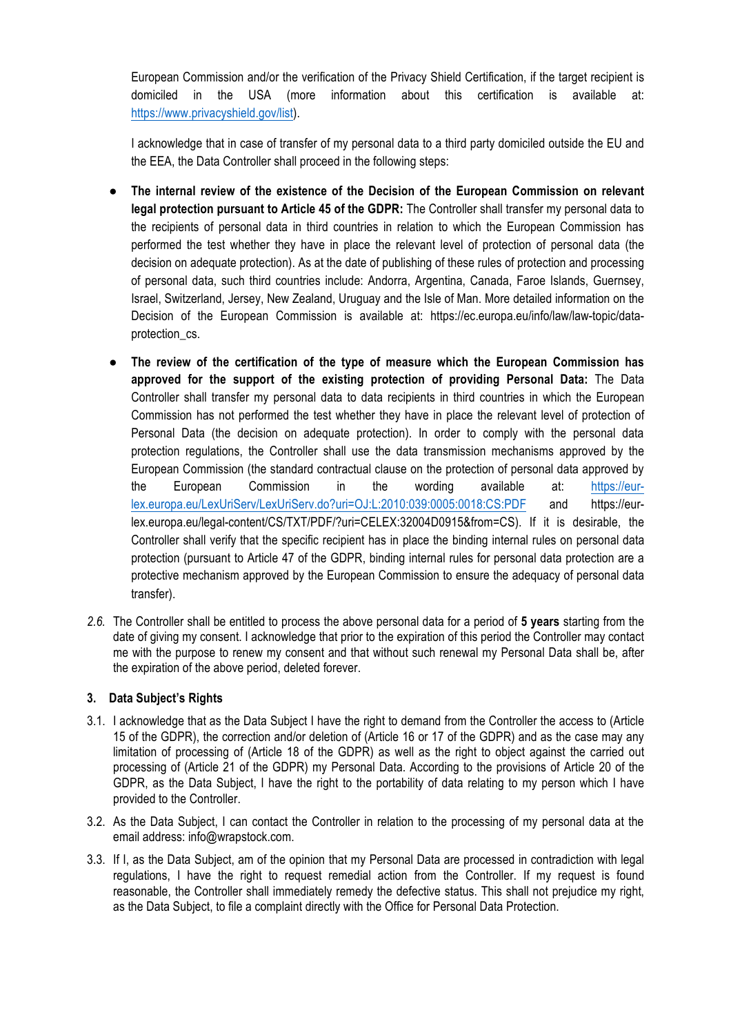European Commission and/or the verification of the Privacy Shield Certification, if the target recipient is domiciled in the USA (more information about this certification is available at: https://www.privacyshield.gov/list).

I acknowledge that in case of transfer of my personal data to a third party domiciled outside the EU and the EEA, the Data Controller shall proceed in the following steps:

- **The internal review of the existence of the Decision of the European Commission on relevant legal protection pursuant to Article 45 of the GDPR:** The Controller shall transfer my personal data to the recipients of personal data in third countries in relation to which the European Commission has performed the test whether they have in place the relevant level of protection of personal data (the decision on adequate protection). As at the date of publishing of these rules of protection and processing of personal data, such third countries include: Andorra, Argentina, Canada, Faroe Islands, Guernsey, Israel, Switzerland, Jersey, New Zealand, Uruguay and the Isle of Man. More detailed information on the Decision of the European Commission is available at: https://ec.europa.eu/info/law/law-topic/data-protection_cs.
- **The review of the certification of the type of measure which the European Commission has approved for the support of the existing protection of providing Personal Data:** The Data Controller shall transfer my personal data to data recipients in third countries in which the European Commission has not performed the test whether they have in place the relevant level of protection of Personal Data (the decision on adequate protection). In order to comply with the personal data protection regulations, the Controller shall use the data transmission mechanisms approved by the European Commission (the standard contractual clause on the protection of personal data approved by the European Commission in the wording available at: https://eur-lex.europa.eu/LexUriServ/LexUriServ.do?uri=OJ:L:2010:039:0005:0018:CS:PDF and https://eur-lex.europa.eu/legal-content/CS/TXT/PDF/?uri=CELEX:32004D0915&from=CS). If it is desirable, the Controller shall verify that the specific recipient has in place the binding internal rules on personal data protection (pursuant to Article 47 of the GDPR, binding internal rules for personal data protection are a protective mechanism approved by the European Commission to ensure the adequacy of personal data transfer).

*2.6.* The Controller shall be entitled to process the above personal data for a period of **5 years** starting from the date of giving my consent. I acknowledge that prior to the expiration of this period the Controller may contact me with the purpose to renew my consent and that without such renewal my Personal Data shall be, after the expiration of the above period, deleted forever.

### 3. Data Subject's Rights

3.1. I acknowledge that as the Data Subject I have the right to demand from the Controller the access to (Article 15 of the GDPR), the correction and/or deletion of (Article 16 or 17 of the GDPR) and as the case may any limitation of processing of (Article 18 of the GDPR) as well as the right to object against the carried out processing of (Article 21 of the GDPR) my Personal Data. According to the provisions of Article 20 of the GDPR, as the Data Subject, I have the right to the portability of data relating to my person which I have provided to the Controller.

3.2. As the Data Subject, I can contact the Controller in relation to the processing of my personal data at the email address: info@wrapstock.com.

3.3. If I, as the Data Subject, am of the opinion that my Personal Data are processed in contradiction with legal regulations, I have the right to request remedial action from the Controller. If my request is found reasonable, the Controller shall immediately remedy the defective status. This shall not prejudice my right, as the Data Subject, to file a complaint directly with the Office for Personal Data Protection.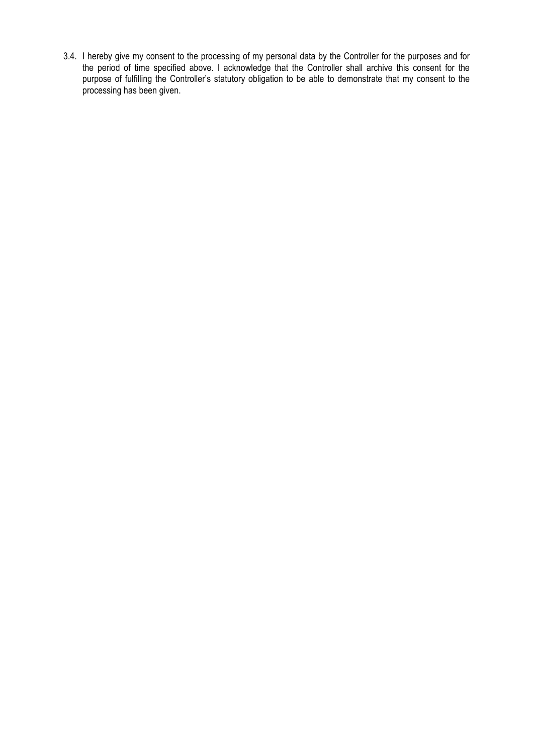3.4. I hereby give my consent to the processing of my personal data by the Controller for the purposes and for the period of time specified above. I acknowledge that the Controller shall archive this consent for the purpose of fulfilling the Controller's statutory obligation to be able to demonstrate that my consent to the processing has been given.